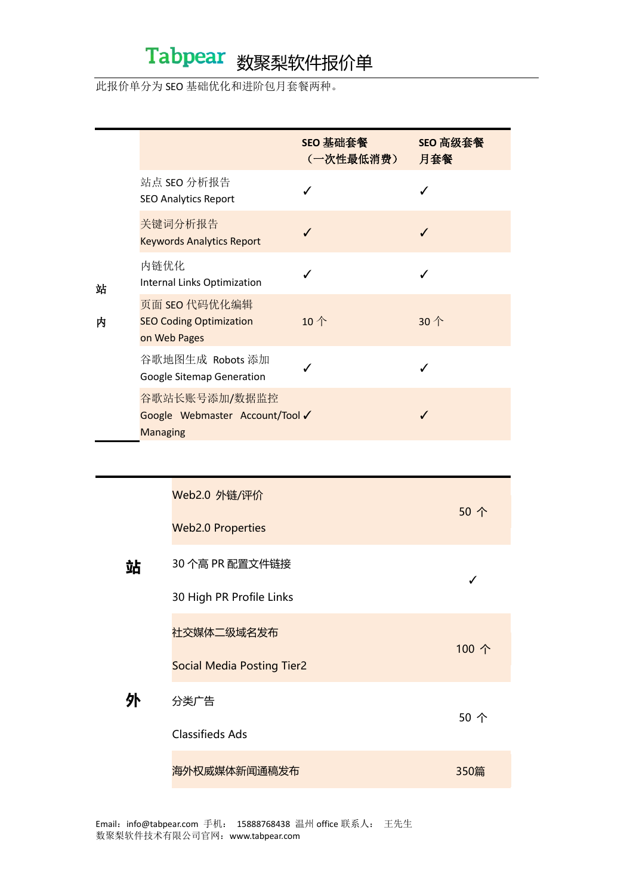# Tabpear 数聚梨软件报价单

此报价单分为 SEO 基础优化和进阶包月套餐两种。

| | | SEO 基础套餐（一次性最低消费） | SEO 高级套餐 月套餐 |
|---|---|---|---|
| 站内 | 站点 SEO 分析报告 SEO Analytics Report | ✓ | ✓ |
| | 关键词分析报告 Keywords Analytics Report | ✓ | ✓ |
| | 内链优化 Internal Links Optimization | ✓ | ✓ |
| | 页面 SEO 代码优化编辑 SEO Coding Optimization on Web Pages | 10 个 | 30 个 |
| | 谷歌地图生成 Robots 添加 Google Sitemap Generation | ✓ | ✓ |
| | 谷歌站长账号添加/数据监控 Google Webmaster Account/Tool Managing | ✓ | ✓ |

| | | |
|---|---|---|
| 站外 | Web2.0 外链/评价 Web2.0 Properties | 50 个 |
| | 30 个高 PR 配置文件链接 30 High PR Profile Links | ✓ |
| | 社交媒体二级域名发布 Social Media Posting Tier2 | 100 个 |
| | 分类广告 Classifieds Ads | 50 个 |
| | 海外权威媒体新闻通稿发布 | 350篇 |

Email：info@tabpear.com 手机： 15888768438 温州 office 联系人： 王先生
数聚梨软件技术有限公司官网：www.tabpear.com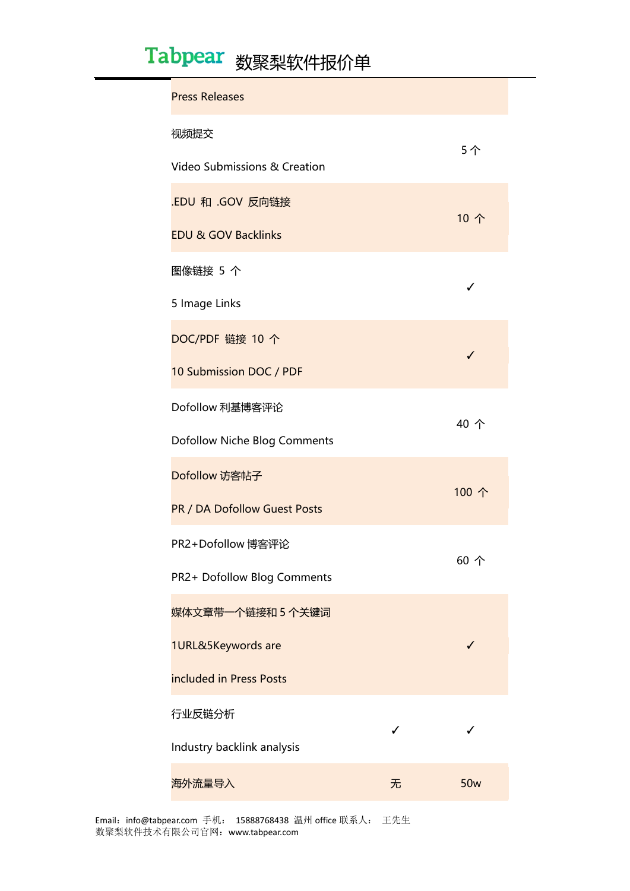# Tabpear 数聚梨软件报价单

| | | |
|---|---|---|
| Press Releases | | |
| 视频提交<br>Video Submissions & Creation | | 5 个 |
| .EDU 和 .GOV 反向链接<br>EDU & GOV Backlinks | | 10 个 |
| 图像链接 5 个<br>5 Image Links | | ✓ |
| DOC/PDF 链接 10 个<br>10 Submission DOC / PDF | | ✓ |
| Dofollow 利基博客评论<br>Dofollow Niche Blog Comments | | 40 个 |
| Dofollow 访客帖子<br>PR / DA Dofollow Guest Posts | | 100 个 |
| PR2+Dofollow 博客评论<br>PR2+ Dofollow Blog Comments | | 60 个 |
| 媒体文章带一个链接和 5 个关键词<br>1URL&5Keywords are<br>included in Press Posts | | ✓ |
| 行业反链分析<br>Industry backlink analysis | ✓ | ✓ |
| 海外流量导入 | 无 | 50w |

Email：info@tabpear.com 手机： 15888768438 温州 office 联系人： 王先生
数聚梨软件技术有限公司官网：www.tabpear.com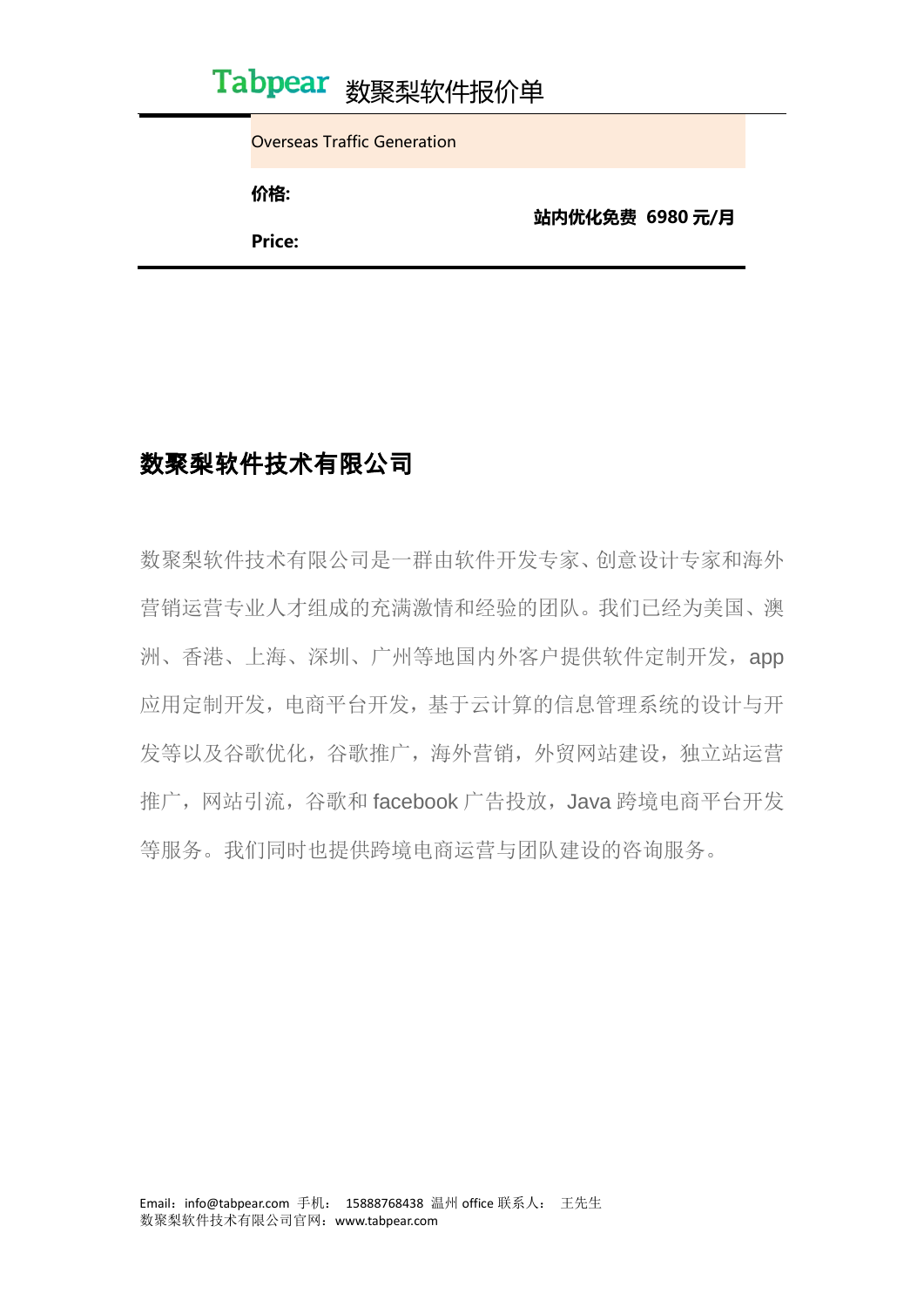# Tabpear 数聚梨软件报价单

Overseas Traffic Generation

**价格:**

**Price:**

**站内优化免费 6980 元/月**

## 数聚梨软件技术有限公司

数聚梨软件技术有限公司是一群由软件开发专家、创意设计专家和海外营销运营专业人才组成的充满激情和经验的团队。我们已经为美国、澳洲、香港、上海、深圳、广州等地国内外客户提供软件定制开发，app 应用定制开发，电商平台开发，基于云计算的信息管理系统的设计与开发等以及谷歌优化，谷歌推广，海外营销，外贸网站建设，独立站运营推广，网站引流，谷歌和 facebook 广告投放，Java 跨境电商平台开发等服务。我们同时也提供跨境电商运营与团队建设的咨询服务。

Email：info@tabpear.com 手机： 15888768438 温州 office 联系人： 王先生
数聚梨软件技术有限公司官网：www.tabpear.com